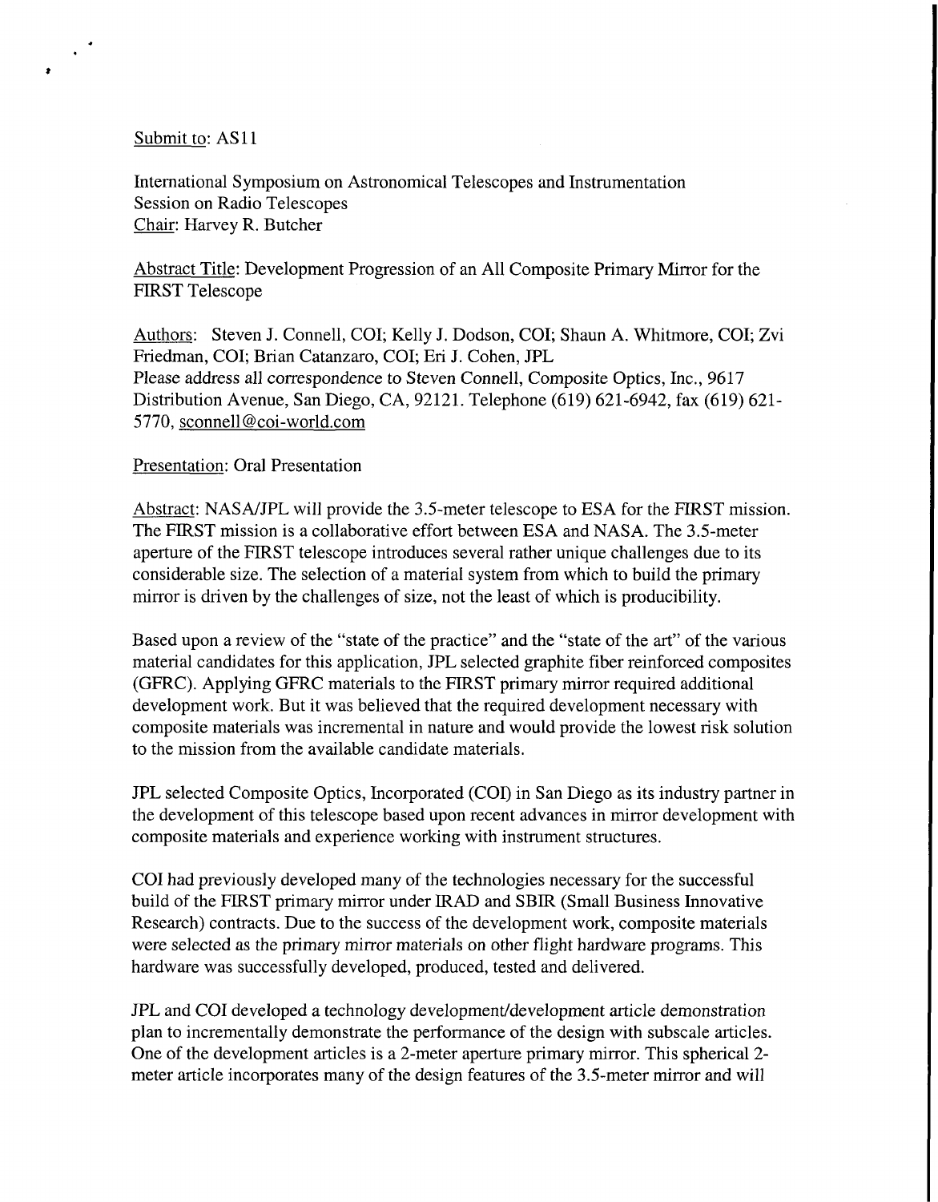Submit to: AS11

International Symposium on Astronomical Telescopes and Instrumentation
Session on Radio Telescopes
Chair: Harvey R. Butcher

Abstract Title: Development Progression of an All Composite Primary Mirror for the FIRST Telescope

Authors: Steven J. Connell, COI; Kelly J. Dodson, COI; Shaun A. Whitmore, COI; Zvi Friedman, COI; Brian Catanzaro, COI; Eri J. Cohen, JPL
Please address all correspondence to Steven Connell, Composite Optics, Inc., 9617 Distribution Avenue, San Diego, CA, 92121. Telephone (619) 621-6942, fax (619) 621-5770, sconnell@coi-world.com

Presentation: Oral Presentation

Abstract: NASA/JPL will provide the 3.5-meter telescope to ESA for the FIRST mission. The FIRST mission is a collaborative effort between ESA and NASA. The 3.5-meter aperture of the FIRST telescope introduces several rather unique challenges due to its considerable size. The selection of a material system from which to build the primary mirror is driven by the challenges of size, not the least of which is producibility.

Based upon a review of the "state of the practice" and the "state of the art" of the various material candidates for this application, JPL selected graphite fiber reinforced composites (GFRC). Applying GFRC materials to the FIRST primary mirror required additional development work. But it was believed that the required development necessary with composite materials was incremental in nature and would provide the lowest risk solution to the mission from the available candidate materials.

JPL selected Composite Optics, Incorporated (COI) in San Diego as its industry partner in the development of this telescope based upon recent advances in mirror development with composite materials and experience working with instrument structures.

COI had previously developed many of the technologies necessary for the successful build of the FIRST primary mirror under IRAD and SBIR (Small Business Innovative Research) contracts. Due to the success of the development work, composite materials were selected as the primary mirror materials on other flight hardware programs. This hardware was successfully developed, produced, tested and delivered.

JPL and COI developed a technology development/development article demonstration plan to incrementally demonstrate the performance of the design with subscale articles. One of the development articles is a 2-meter aperture primary mirror. This spherical 2-meter article incorporates many of the design features of the 3.5-meter mirror and will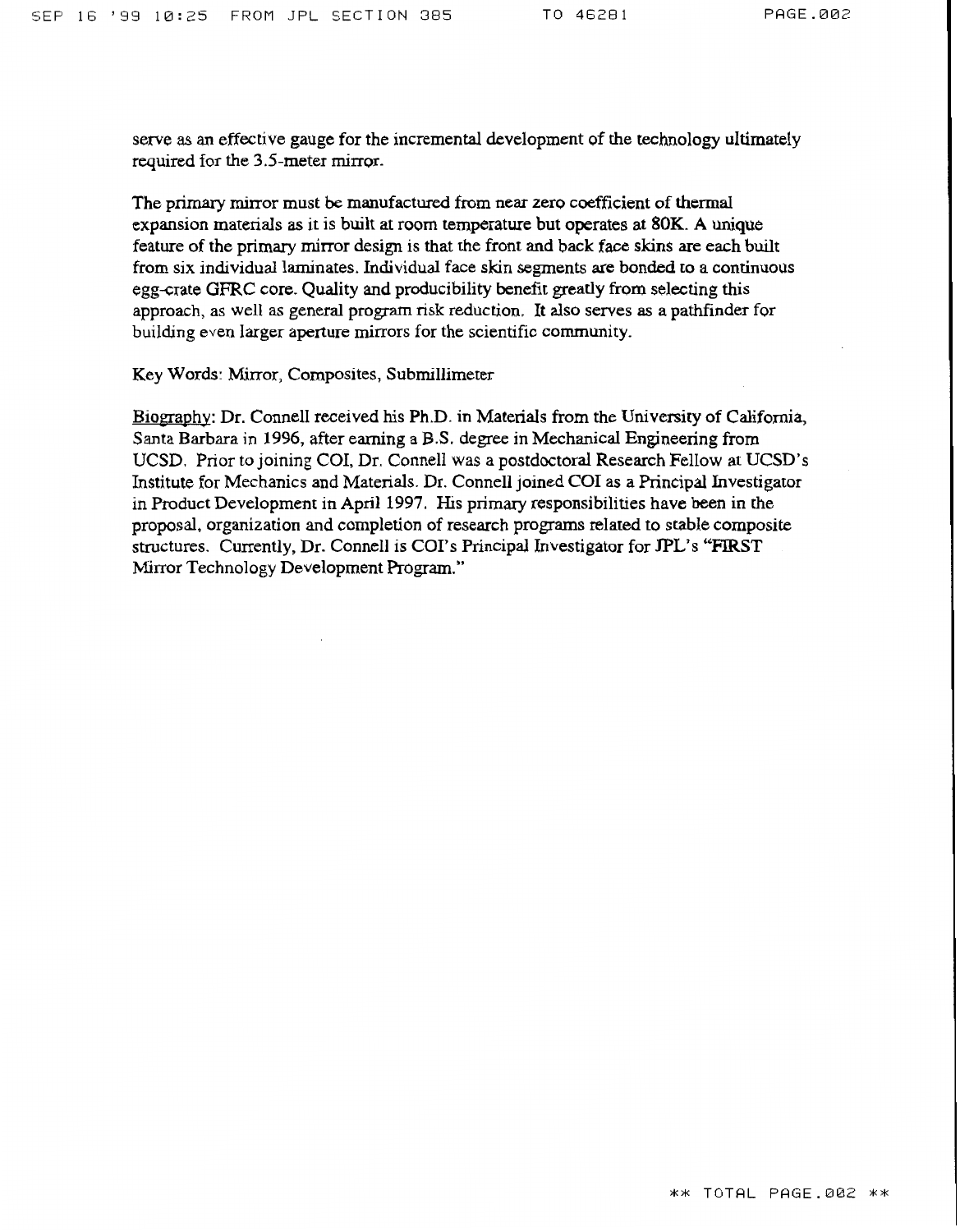serve as an effective gauge for the incremental development of the technology ultimately required for the 3.5-meter mirror.

The primary mirror must be manufactured from near zero coefficient of thermal expansion materials as it is built at room temperature but operates at 80K. A unique feature of the primary mirror design is that the front and back face skins are each built from six individual laminates. Individual face skin segments are bonded to a continuous egg-crate GFRC core. Quality and producibility benefit greatly from selecting this approach, as well as general program risk reduction. It also serves as a pathfinder for building even larger aperture mirrors for the scientific community.

Key Words: Mirror, Composites, Submillimeter

Biography: Dr. Connell received his Ph.D. in Materials from the University of California, Santa Barbara in 1996, after earning a B.S. degree in Mechanical Engineering from UCSD. Prior to joining COI, Dr. Connell was a postdoctoral Research Fellow at UCSD's Institute for Mechanics and Materials. Dr. Connell joined COI as a Principal Investigator in Product Development in April 1997. His primary responsibilities have been in the proposal, organization and completion of research programs related to stable composite structures. Currently, Dr. Connell is COI's Principal Investigator for JPL's "FIRST Mirror Technology Development Program."